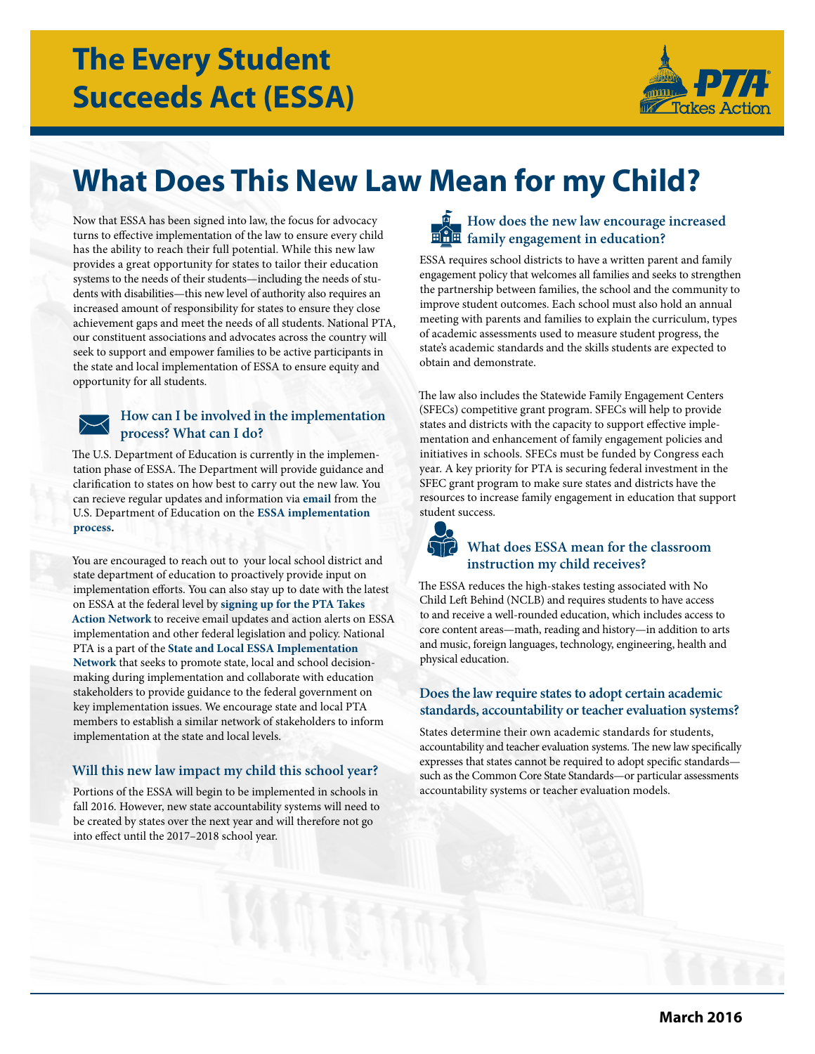# The Every Student Succeeds Act (ESSA)

PTA Takes Action

## What Does This New Law Mean for my Child?

Now that ESSA has been signed into law, the focus for advocacy turns to effective implementation of the law to ensure every child has the ability to reach their full potential. While this new law provides a great opportunity for states to tailor their education systems to the needs of their students—including the needs of students with disabilities—this new level of authority also requires an increased amount of responsibility for states to ensure they close achievement gaps and meet the needs of all students. National PTA, our constituent associations and advocates across the country will seek to support and empower families to be active participants in the state and local implementation of ESSA to ensure equity and opportunity for all students.

### How can I be involved in the implementation process? What can I do?

The U.S. Department of Education is currently in the implementation phase of ESSA. The Department will provide guidance and clarification to states on how best to carry out the new law. You can recieve regular updates and information via **email** from the U.S. Department of Education on the **ESSA implementation process.**

You are encouraged to reach out to your local school district and state department of education to proactively provide input on implementation efforts. You can also stay up to date with the latest on ESSA at the federal level by **signing up for the PTA Takes Action Network** to receive email updates and action alerts on ESSA implementation and other federal legislation and policy. National PTA is a part of the **State and Local ESSA Implementation Network** that seeks to promote state, local and school decision-making during implementation and collaborate with education stakeholders to provide guidance to the federal government on key implementation issues. We encourage state and local PTA members to establish a similar network of stakeholders to inform implementation at the state and local levels.

### Will this new law impact my child this school year?

Portions of the ESSA will begin to be implemented in schools in fall 2016. However, new state accountability systems will need to be created by states over the next year and will therefore not go into effect until the 2017–2018 school year.

### How does the new law encourage increased family engagement in education?

ESSA requires school districts to have a written parent and family engagement policy that welcomes all families and seeks to strengthen the partnership between families, the school and the community to improve student outcomes. Each school must also hold an annual meeting with parents and families to explain the curriculum, types of academic assessments used to measure student progress, the state's academic standards and the skills students are expected to obtain and demonstrate.

The law also includes the Statewide Family Engagement Centers (SFECs) competitive grant program. SFECs will help to provide states and districts with the capacity to support effective implementation and enhancement of family engagement policies and initiatives in schools. SFECs must be funded by Congress each year. A key priority for PTA is securing federal investment in the SFEC grant program to make sure states and districts have the resources to increase family engagement in education that support student success.

### What does ESSA mean for the classroom instruction my child receives?

The ESSA reduces the high-stakes testing associated with No Child Left Behind (NCLB) and requires students to have access to and receive a well-rounded education, which includes access to core content areas—math, reading and history—in addition to arts and music, foreign languages, technology, engineering, health and physical education.

### Does the law require states to adopt certain academic standards, accountability or teacher evaluation systems?

States determine their own academic standards for students, accountability and teacher evaluation systems. The new law specifically expresses that states cannot be required to adopt specific standards—such as the Common Core State Standards—or particular assessments accountability systems or teacher evaluation models.

March 2016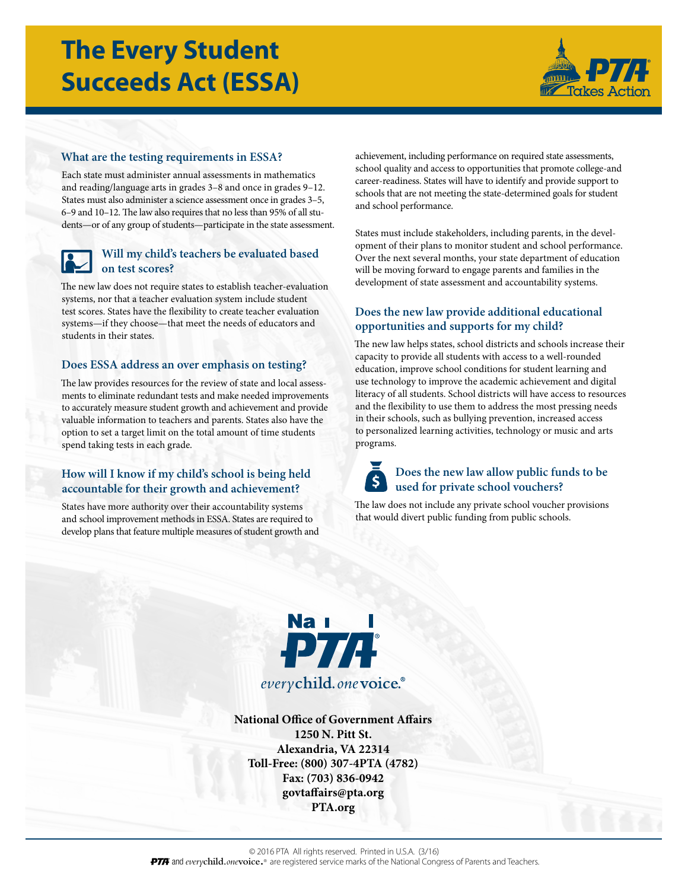# The Every Student Succeeds Act (ESSA)

### What are the testing requirements in ESSA?

Each state must administer annual assessments in mathematics and reading/language arts in grades 3–8 and once in grades 9–12. States must also administer a science assessment once in grades 3–5, 6–9 and 10–12. The law also requires that no less than 95% of all students—or of any group of students—participate in the state assessment.

### Will my child's teachers be evaluated based on test scores?

The new law does not require states to establish teacher-evaluation systems, nor that a teacher evaluation system include student test scores. States have the flexibility to create teacher evaluation systems—if they choose—that meet the needs of educators and students in their states.

### Does ESSA address an over emphasis on testing?

The law provides resources for the review of state and local assessments to eliminate redundant tests and make needed improvements to accurately measure student growth and achievement and provide valuable information to teachers and parents. States also have the option to set a target limit on the total amount of time students spend taking tests in each grade.

### How will I know if my child's school is being held accountable for their growth and achievement?

States have more authority over their accountability systems and school improvement methods in ESSA. States are required to develop plans that feature multiple measures of student growth and achievement, including performance on required state assessments, school quality and access to opportunities that promote college-and career-readiness. States will have to identify and provide support to schools that are not meeting the state-determined goals for student and school performance.

States must include stakeholders, including parents, in the development of their plans to monitor student and school performance. Over the next several months, your state department of education will be moving forward to engage parents and families in the development of state assessment and accountability systems.

### Does the new law provide additional educational opportunities and supports for my child?

The new law helps states, school districts and schools increase their capacity to provide all students with access to a well-rounded education, improve school conditions for student learning and use technology to improve the academic achievement and digital literacy of all students. School districts will have access to resources and the flexibility to use them to address the most pressing needs in their schools, such as bullying prevention, increased access to personalized learning activities, technology or music and arts programs.

### Does the new law allow public funds to be used for private school vouchers?

The law does not include any private school voucher provisions that would divert public funding from public schools.

National PTA®

*every*child. *one*voice.®

**National Office of Government Affairs**
**1250 N. Pitt St.**
**Alexandria, VA 22314**
**Toll-Free: (800) 307-4PTA (4782)**
**Fax: (703) 836-0942**
**govtaffairs@pta.org**
**PTA.org**

© 2016 PTA All rights reserved. Printed in U.S.A. (3/16)
PTA and *every*child.*one*voice.® are registered service marks of the National Congress of Parents and Teachers.